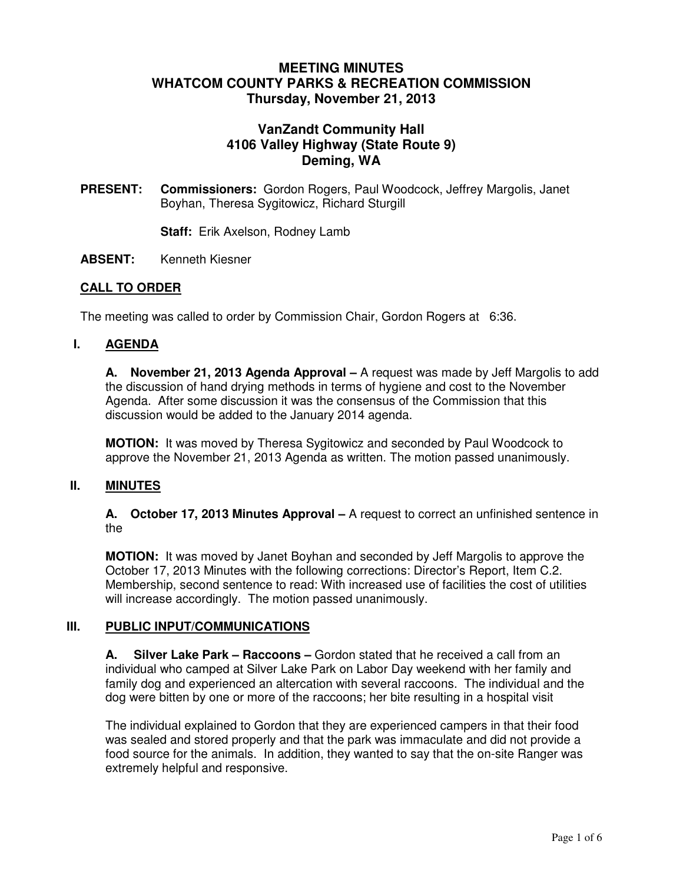# MEETING MINUTES
# WHATCOM COUNTY PARKS & RECREATION COMMISSION
## Thursday, November 21, 2013

## VanZandt Community Hall
## 4106 Valley Highway (State Route 9)
## Deming, WA

**PRESENT:** **Commissioners:** Gordon Rogers, Paul Woodcock, Jeffrey Margolis, Janet Boyhan, Theresa Sygitowicz, Richard Sturgill

**Staff:** Erik Axelson, Rodney Lamb

**ABSENT:** Kenneth Kiesner

## CALL TO ORDER

The meeting was called to order by Commission Chair, Gordon Rogers at 6:36.

## I. AGENDA

**A. November 21, 2013 Agenda Approval –** A request was made by Jeff Margolis to add the discussion of hand drying methods in terms of hygiene and cost to the November Agenda. After some discussion it was the consensus of the Commission that this discussion would be added to the January 2014 agenda.

**MOTION:** It was moved by Theresa Sygitowicz and seconded by Paul Woodcock to approve the November 21, 2013 Agenda as written. The motion passed unanimously.

## II. MINUTES

**A. October 17, 2013 Minutes Approval –** A request to correct an unfinished sentence in the

**MOTION:** It was moved by Janet Boyhan and seconded by Jeff Margolis to approve the October 17, 2013 Minutes with the following corrections: Director's Report, Item C.2. Membership, second sentence to read: With increased use of facilities the cost of utilities will increase accordingly. The motion passed unanimously.

## III. PUBLIC INPUT/COMMUNICATIONS

**A. Silver Lake Park – Raccoons –** Gordon stated that he received a call from an individual who camped at Silver Lake Park on Labor Day weekend with her family and family dog and experienced an altercation with several raccoons. The individual and the dog were bitten by one or more of the raccoons; her bite resulting in a hospital visit

The individual explained to Gordon that they are experienced campers in that their food was sealed and stored properly and that the park was immaculate and did not provide a food source for the animals. In addition, they wanted to say that the on-site Ranger was extremely helpful and responsive.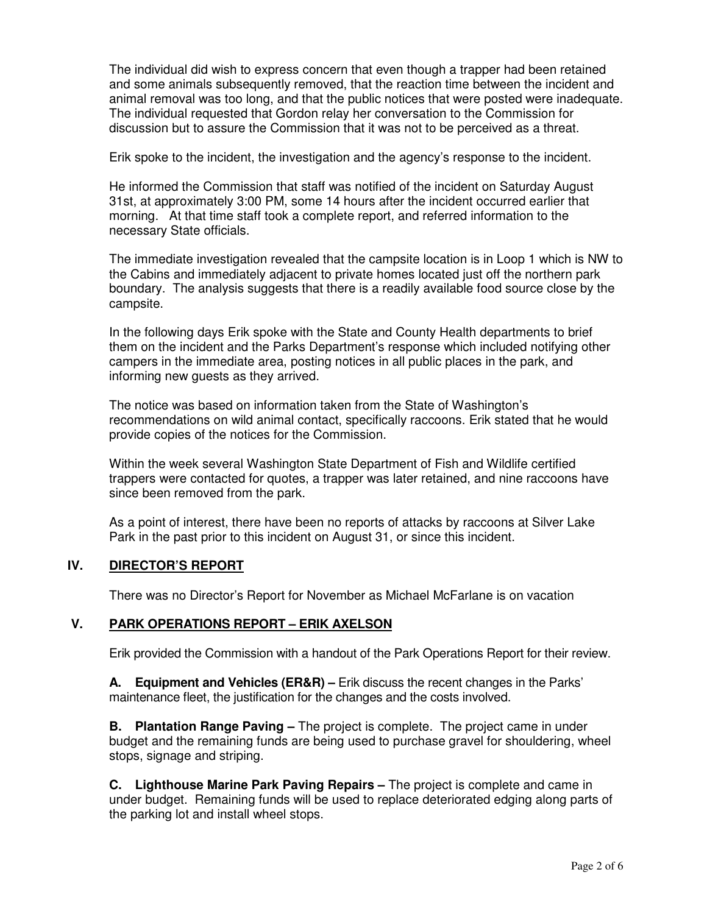The individual did wish to express concern that even though a trapper had been retained and some animals subsequently removed, that the reaction time between the incident and animal removal was too long, and that the public notices that were posted were inadequate. The individual requested that Gordon relay her conversation to the Commission for discussion but to assure the Commission that it was not to be perceived as a threat.

Erik spoke to the incident, the investigation and the agency's response to the incident.

He informed the Commission that staff was notified of the incident on Saturday August 31st, at approximately 3:00 PM, some 14 hours after the incident occurred earlier that morning. At that time staff took a complete report, and referred information to the necessary State officials.

The immediate investigation revealed that the campsite location is in Loop 1 which is NW to the Cabins and immediately adjacent to private homes located just off the northern park boundary. The analysis suggests that there is a readily available food source close by the campsite.

In the following days Erik spoke with the State and County Health departments to brief them on the incident and the Parks Department's response which included notifying other campers in the immediate area, posting notices in all public places in the park, and informing new guests as they arrived.

The notice was based on information taken from the State of Washington's recommendations on wild animal contact, specifically raccoons. Erik stated that he would provide copies of the notices for the Commission.

Within the week several Washington State Department of Fish and Wildlife certified trappers were contacted for quotes, a trapper was later retained, and nine raccoons have since been removed from the park.

As a point of interest, there have been no reports of attacks by raccoons at Silver Lake Park in the past prior to this incident on August 31, or since this incident.

## IV. DIRECTOR'S REPORT

There was no Director's Report for November as Michael McFarlane is on vacation

## V. PARK OPERATIONS REPORT – ERIK AXELSON

Erik provided the Commission with a handout of the Park Operations Report for their review.

**A. Equipment and Vehicles (ER&R) –** Erik discuss the recent changes in the Parks' maintenance fleet, the justification for the changes and the costs involved.

**B. Plantation Range Paving –** The project is complete. The project came in under budget and the remaining funds are being used to purchase gravel for shouldering, wheel stops, signage and striping.

**C. Lighthouse Marine Park Paving Repairs –** The project is complete and came in under budget. Remaining funds will be used to replace deteriorated edging along parts of the parking lot and install wheel stops.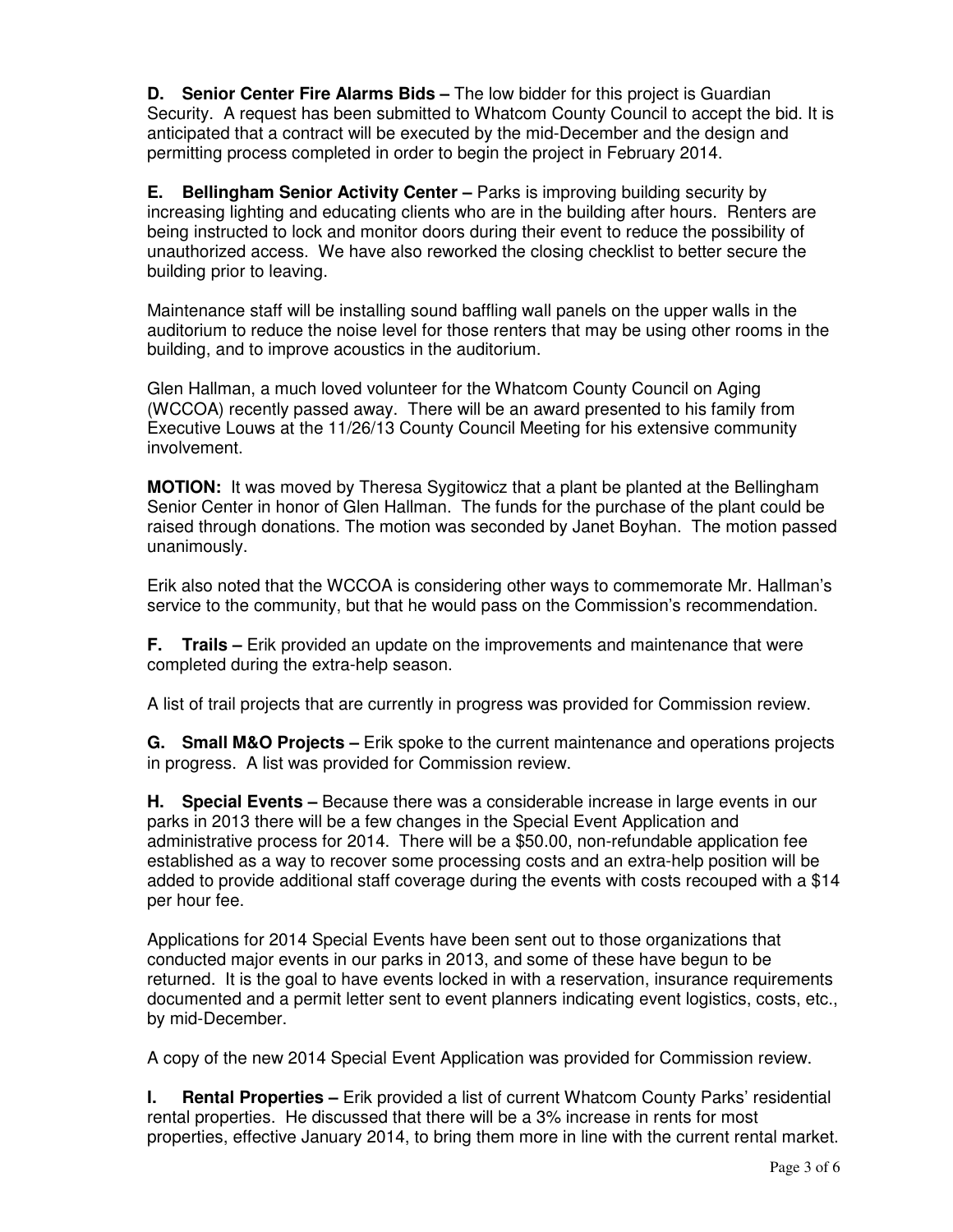**D. Senior Center Fire Alarms Bids –** The low bidder for this project is Guardian Security. A request has been submitted to Whatcom County Council to accept the bid. It is anticipated that a contract will be executed by the mid-December and the design and permitting process completed in order to begin the project in February 2014.

**E. Bellingham Senior Activity Center –** Parks is improving building security by increasing lighting and educating clients who are in the building after hours. Renters are being instructed to lock and monitor doors during their event to reduce the possibility of unauthorized access. We have also reworked the closing checklist to better secure the building prior to leaving.

Maintenance staff will be installing sound baffling wall panels on the upper walls in the auditorium to reduce the noise level for those renters that may be using other rooms in the building, and to improve acoustics in the auditorium.

Glen Hallman, a much loved volunteer for the Whatcom County Council on Aging (WCCOA) recently passed away. There will be an award presented to his family from Executive Louws at the 11/26/13 County Council Meeting for his extensive community involvement.

**MOTION:** It was moved by Theresa Sygitowicz that a plant be planted at the Bellingham Senior Center in honor of Glen Hallman. The funds for the purchase of the plant could be raised through donations. The motion was seconded by Janet Boyhan. The motion passed unanimously.

Erik also noted that the WCCOA is considering other ways to commemorate Mr. Hallman's service to the community, but that he would pass on the Commission's recommendation.

**F. Trails –** Erik provided an update on the improvements and maintenance that were completed during the extra-help season.

A list of trail projects that are currently in progress was provided for Commission review.

**G. Small M&O Projects –** Erik spoke to the current maintenance and operations projects in progress. A list was provided for Commission review.

**H. Special Events –** Because there was a considerable increase in large events in our parks in 2013 there will be a few changes in the Special Event Application and administrative process for 2014. There will be a $50.00, non-refundable application fee established as a way to recover some processing costs and an extra-help position will be added to provide additional staff coverage during the events with costs recouped with a $14 per hour fee.

Applications for 2014 Special Events have been sent out to those organizations that conducted major events in our parks in 2013, and some of these have begun to be returned. It is the goal to have events locked in with a reservation, insurance requirements documented and a permit letter sent to event planners indicating event logistics, costs, etc., by mid-December.

A copy of the new 2014 Special Event Application was provided for Commission review.

**I. Rental Properties –** Erik provided a list of current Whatcom County Parks' residential rental properties. He discussed that there will be a 3% increase in rents for most properties, effective January 2014, to bring them more in line with the current rental market.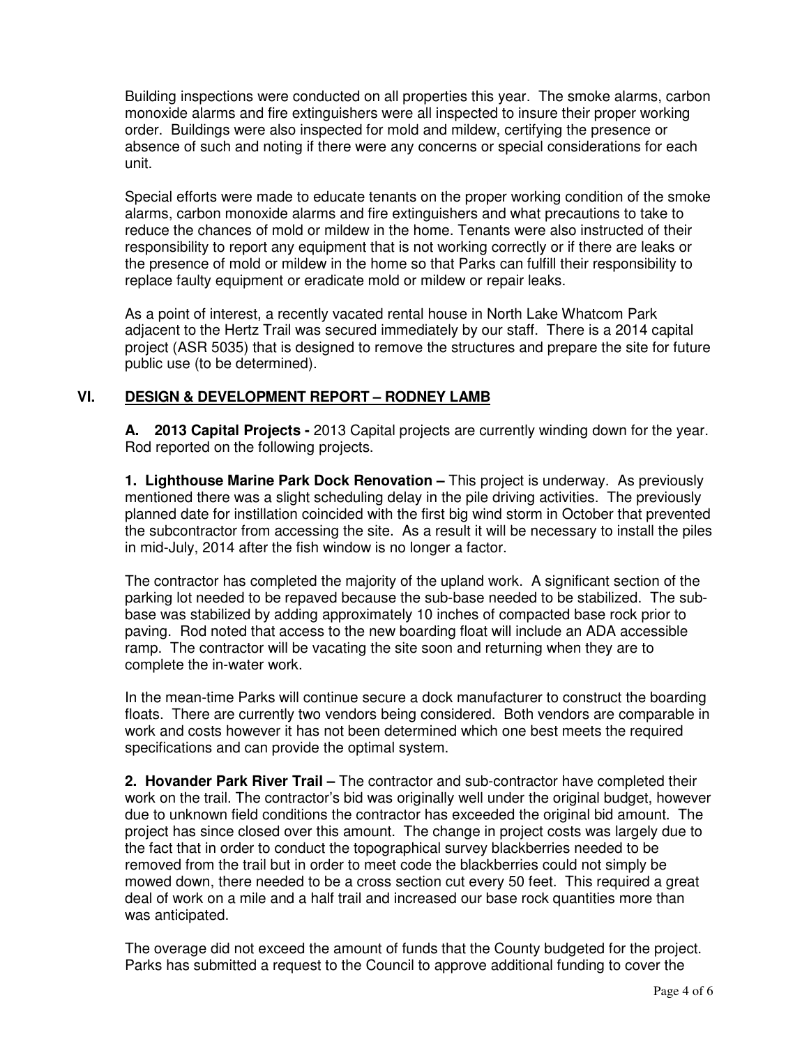Building inspections were conducted on all properties this year. The smoke alarms, carbon monoxide alarms and fire extinguishers were all inspected to insure their proper working order. Buildings were also inspected for mold and mildew, certifying the presence or absence of such and noting if there were any concerns or special considerations for each unit.

Special efforts were made to educate tenants on the proper working condition of the smoke alarms, carbon monoxide alarms and fire extinguishers and what precautions to take to reduce the chances of mold or mildew in the home. Tenants were also instructed of their responsibility to report any equipment that is not working correctly or if there are leaks or the presence of mold or mildew in the home so that Parks can fulfill their responsibility to replace faulty equipment or eradicate mold or mildew or repair leaks.

As a point of interest, a recently vacated rental house in North Lake Whatcom Park adjacent to the Hertz Trail was secured immediately by our staff. There is a 2014 capital project (ASR 5035) that is designed to remove the structures and prepare the site for future public use (to be determined).

## VI. DESIGN & DEVELOPMENT REPORT – RODNEY LAMB

**A. 2013 Capital Projects -** 2013 Capital projects are currently winding down for the year. Rod reported on the following projects.

**1. Lighthouse Marine Park Dock Renovation –** This project is underway. As previously mentioned there was a slight scheduling delay in the pile driving activities. The previously planned date for instillation coincided with the first big wind storm in October that prevented the subcontractor from accessing the site. As a result it will be necessary to install the piles in mid-July, 2014 after the fish window is no longer a factor.

The contractor has completed the majority of the upland work. A significant section of the parking lot needed to be repaved because the sub-base needed to be stabilized. The sub-base was stabilized by adding approximately 10 inches of compacted base rock prior to paving. Rod noted that access to the new boarding float will include an ADA accessible ramp. The contractor will be vacating the site soon and returning when they are to complete the in-water work.

In the mean-time Parks will continue secure a dock manufacturer to construct the boarding floats. There are currently two vendors being considered. Both vendors are comparable in work and costs however it has not been determined which one best meets the required specifications and can provide the optimal system.

**2. Hovander Park River Trail –** The contractor and sub-contractor have completed their work on the trail. The contractor's bid was originally well under the original budget, however due to unknown field conditions the contractor has exceeded the original bid amount. The project has since closed over this amount. The change in project costs was largely due to the fact that in order to conduct the topographical survey blackberries needed to be removed from the trail but in order to meet code the blackberries could not simply be mowed down, there needed to be a cross section cut every 50 feet. This required a great deal of work on a mile and a half trail and increased our base rock quantities more than was anticipated.

The overage did not exceed the amount of funds that the County budgeted for the project. Parks has submitted a request to the Council to approve additional funding to cover the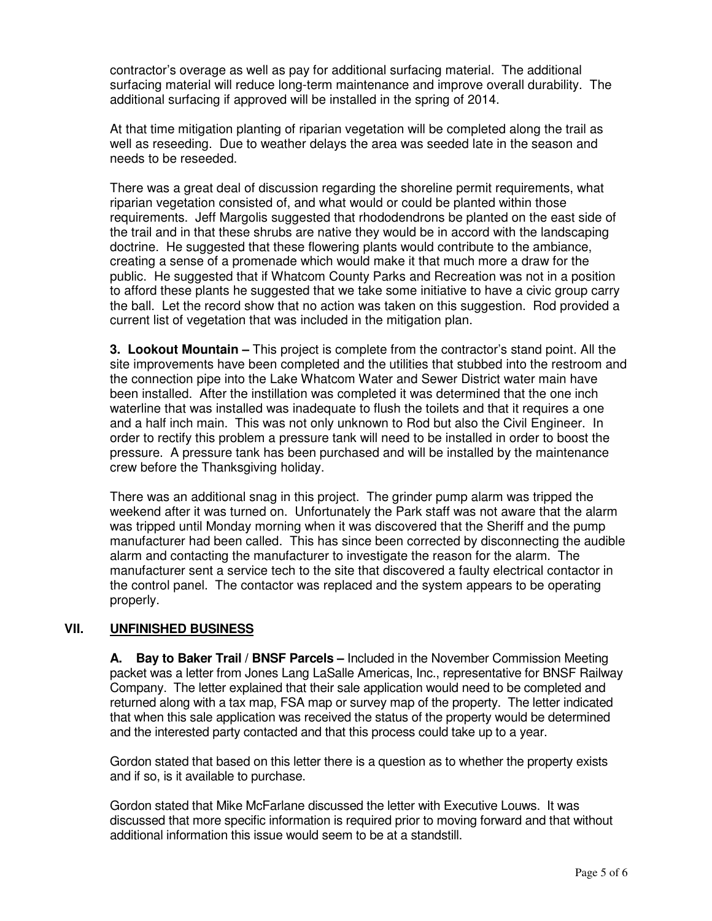contractor's overage as well as pay for additional surfacing material. The additional surfacing material will reduce long-term maintenance and improve overall durability. The additional surfacing if approved will be installed in the spring of 2014.

At that time mitigation planting of riparian vegetation will be completed along the trail as well as reseeding. Due to weather delays the area was seeded late in the season and needs to be reseeded.

There was a great deal of discussion regarding the shoreline permit requirements, what riparian vegetation consisted of, and what would or could be planted within those requirements. Jeff Margolis suggested that rhododendrons be planted on the east side of the trail and in that these shrubs are native they would be in accord with the landscaping doctrine. He suggested that these flowering plants would contribute to the ambiance, creating a sense of a promenade which would make it that much more a draw for the public. He suggested that if Whatcom County Parks and Recreation was not in a position to afford these plants he suggested that we take some initiative to have a civic group carry the ball. Let the record show that no action was taken on this suggestion. Rod provided a current list of vegetation that was included in the mitigation plan.

**3. Lookout Mountain –** This project is complete from the contractor's stand point. All the site improvements have been completed and the utilities that stubbed into the restroom and the connection pipe into the Lake Whatcom Water and Sewer District water main have been installed. After the instillation was completed it was determined that the one inch waterline that was installed was inadequate to flush the toilets and that it requires a one and a half inch main. This was not only unknown to Rod but also the Civil Engineer. In order to rectify this problem a pressure tank will need to be installed in order to boost the pressure. A pressure tank has been purchased and will be installed by the maintenance crew before the Thanksgiving holiday.

There was an additional snag in this project. The grinder pump alarm was tripped the weekend after it was turned on. Unfortunately the Park staff was not aware that the alarm was tripped until Monday morning when it was discovered that the Sheriff and the pump manufacturer had been called. This has since been corrected by disconnecting the audible alarm and contacting the manufacturer to investigate the reason for the alarm. The manufacturer sent a service tech to the site that discovered a faulty electrical contactor in the control panel. The contactor was replaced and the system appears to be operating properly.

## VII. UNFINISHED BUSINESS

**A. Bay to Baker Trail / BNSF Parcels –** Included in the November Commission Meeting packet was a letter from Jones Lang LaSalle Americas, Inc., representative for BNSF Railway Company. The letter explained that their sale application would need to be completed and returned along with a tax map, FSA map or survey map of the property. The letter indicated that when this sale application was received the status of the property would be determined and the interested party contacted and that this process could take up to a year.

Gordon stated that based on this letter there is a question as to whether the property exists and if so, is it available to purchase.

Gordon stated that Mike McFarlane discussed the letter with Executive Louws. It was discussed that more specific information is required prior to moving forward and that without additional information this issue would seem to be at a standstill.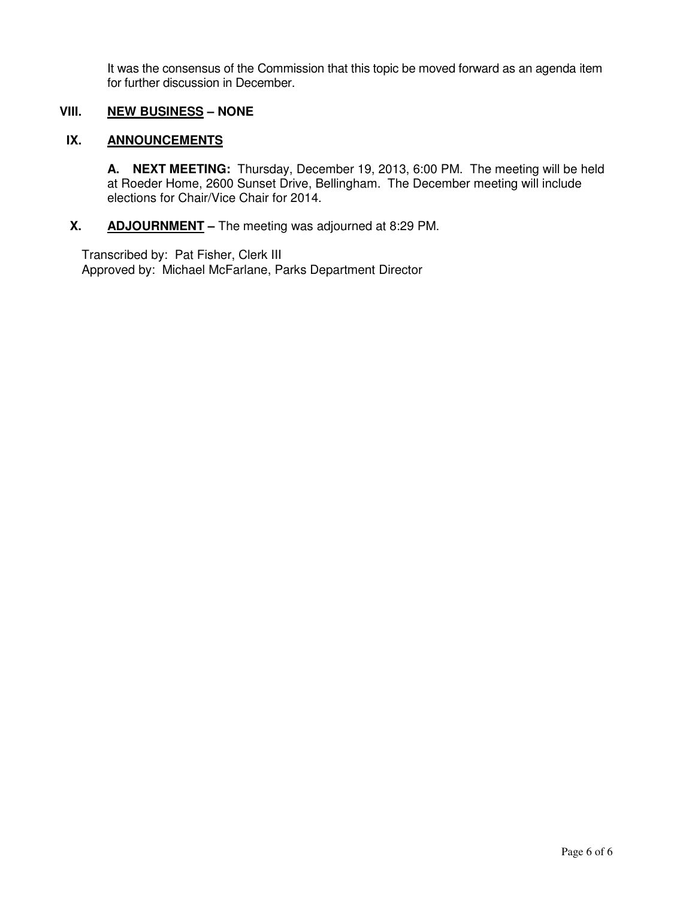It was the consensus of the Commission that this topic be moved forward as an agenda item for further discussion in December.

## VIII. <u>NEW BUSINESS</u> – NONE

## IX. <u>ANNOUNCEMENTS</u>

**A. NEXT MEETING:** Thursday, December 19, 2013, 6:00 PM. The meeting will be held at Roeder Home, 2600 Sunset Drive, Bellingham. The December meeting will include elections for Chair/Vice Chair for 2014.

## X. <u>ADJOURNMENT</u> – The meeting was adjourned at 8:29 PM.

Transcribed by: Pat Fisher, Clerk III
Approved by: Michael McFarlane, Parks Department Director